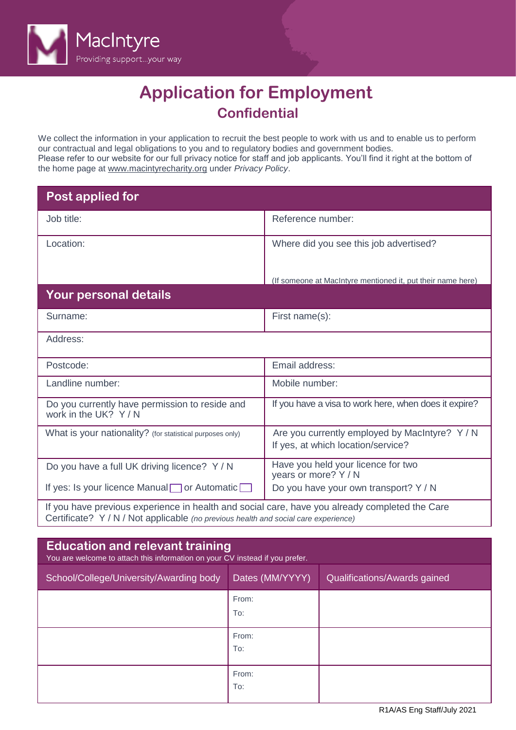MacIntyre
Providing support...your way

# Application for Employment

## Confidential

We collect the information in your application to recruit the best people to work with us and to enable us to perform our contractual and legal obligations to you and to regulatory bodies and government bodies.
Please refer to our website for our full privacy notice for staff and job applicants. You'll find it right at the bottom of the home page at www.macintyrecharity.org under *Privacy Policy*.

## Post applied for

| | |
|---|---|
| Job title: | Reference number: |
| Location: | Where did you see this job advertised?<br><br>(If someone at MacIntyre mentioned it, put their name here) |

## Your personal details

| | |
|---|---|
| Surname: | First name(s): |
| Address: | |
| Postcode: | Email address: |
| Landline number: | Mobile number: |
| Do you currently have permission to reside and work in the UK? Y / N | If you have a visa to work here, when does it expire? |
| What is your nationality? (for statistical purposes only) | Are you currently employed by MacIntyre? Y / N<br>If yes, at which location/service? |
| Do you have a full UK driving licence? Y / N<br>If yes: Is your licence Manual ☐ or Automatic ☐ | Have you held your licence for two years or more? Y / N<br>Do you have your own transport? Y / N |
| If you have previous experience in health and social care, have you already completed the Care Certificate? Y / N / Not applicable *(no previous health and social care experience)* | |

## Education and relevant training

You are welcome to attach this information on your CV instead if you prefer.

| School/College/University/Awarding body | Dates (MM/YYYY) | Qualifications/Awards gained |
|---|---|---|
| | From:<br>To: | |
| | From:<br>To: | |
| | From:<br>To: | |

R1A/AS Eng Staff/July 2021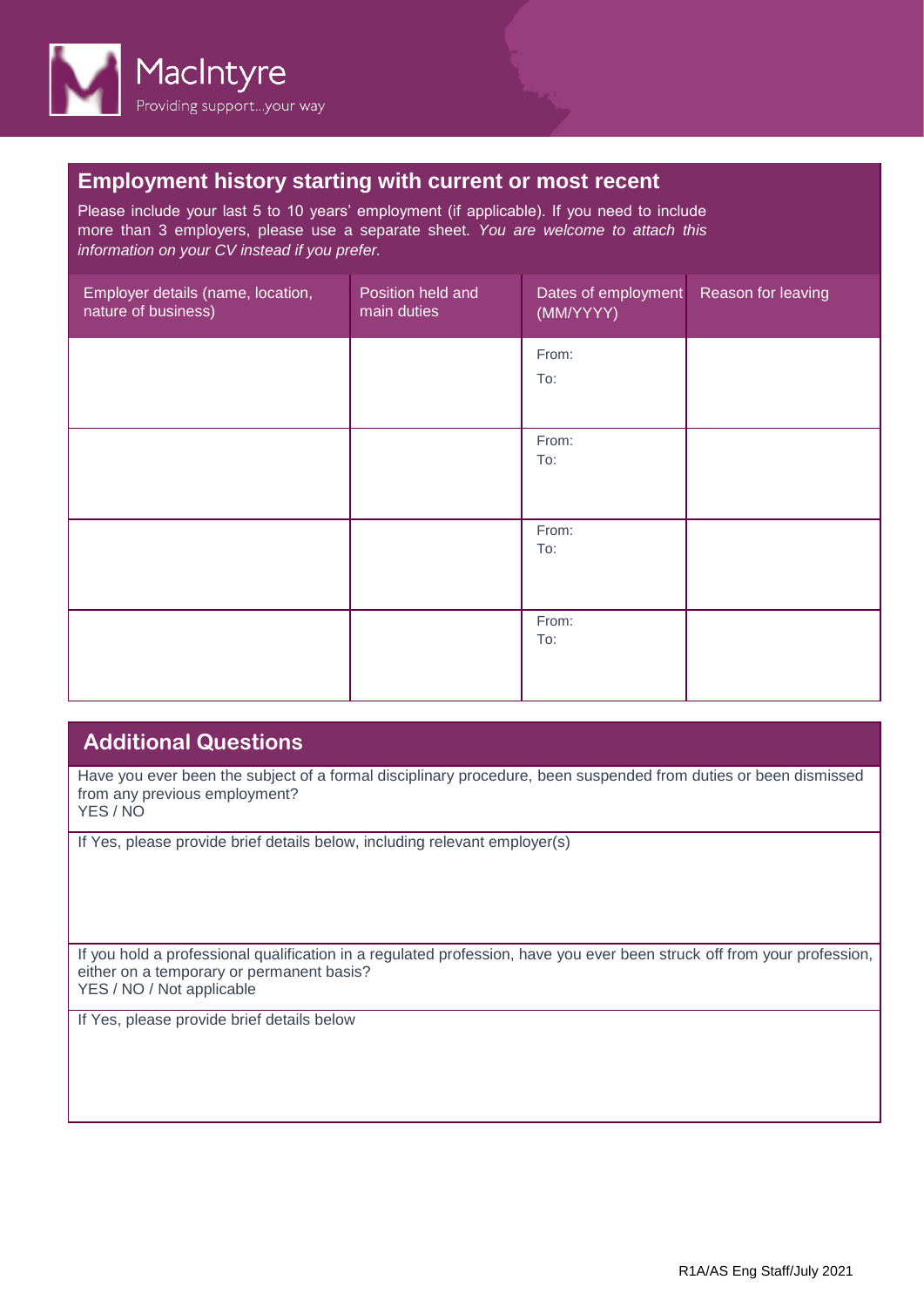## Employment history starting with current or most recent

Please include your last 5 to 10 years' employment (if applicable). If you need to include more than 3 employers, please use a separate sheet. *You are welcome to attach this information on your CV instead if you prefer.*

| Employer details (name, location, nature of business) | Position held and main duties | Dates of employment (MM/YYYY) | Reason for leaving |
|---|---|---|---|
| | | From:<br>To: | |
| | | From:<br>To: | |
| | | From:<br>To: | |
| | | From:<br>To: | |

## Additional Questions

Have you ever been the subject of a formal disciplinary procedure, been suspended from duties or been dismissed from any previous employment?
YES / NO

If Yes, please provide brief details below, including relevant employer(s)

If you hold a professional qualification in a regulated profession, have you ever been struck off from your profession, either on a temporary or permanent basis?
YES / NO / Not applicable

If Yes, please provide brief details below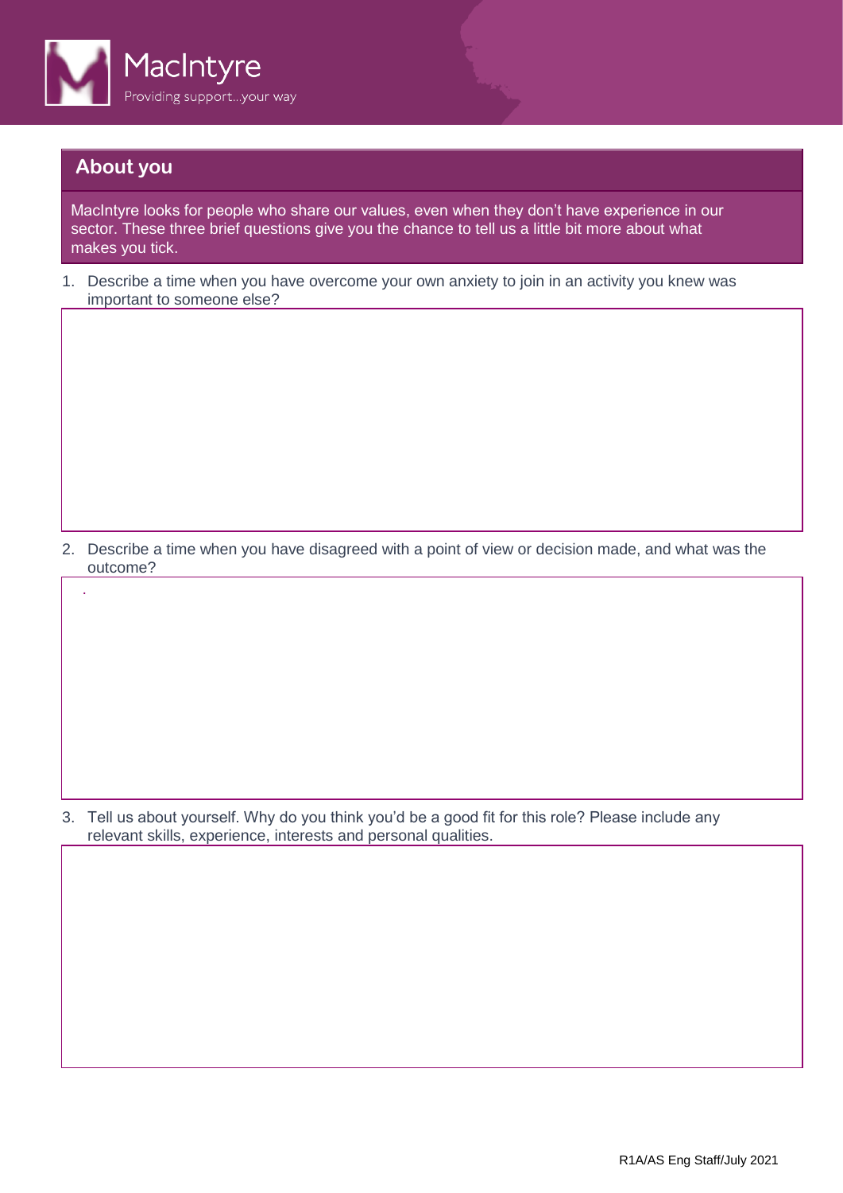MacIntyre

Providing support...your way

## About you

MacIntyre looks for people who share our values, even when they don't have experience in our sector. These three brief questions give you the chance to tell us a little bit more about what makes you tick.

1. Describe a time when you have overcome your own anxiety to join in an activity you knew was important to someone else?

2. Describe a time when you have disagreed with a point of view or decision made, and what was the outcome?

3. Tell us about yourself. Why do you think you'd be a good fit for this role? Please include any relevant skills, experience, interests and personal qualities.

R1A/AS Eng Staff/July 2021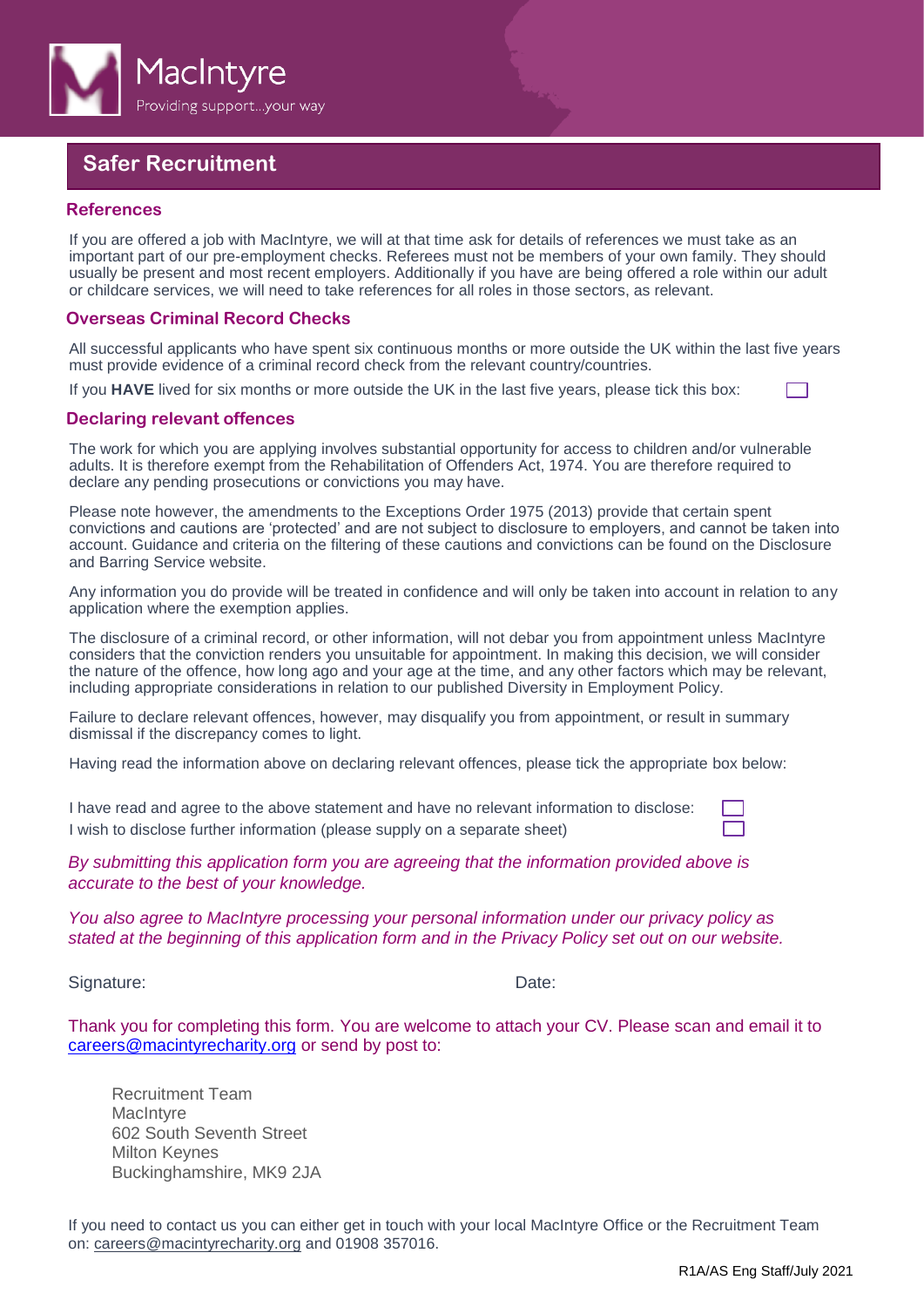MacIntyre
Providing support...your way

## Safer Recruitment

### References

If you are offered a job with MacIntyre, we will at that time ask for details of references we must take as an important part of our pre-employment checks. Referees must not be members of your own family. They should usually be present and most recent employers. Additionally if you have are being offered a role within our adult or childcare services, we will need to take references for all roles in those sectors, as relevant.

### Overseas Criminal Record Checks

All successful applicants who have spent six continuous months or more outside the UK within the last five years must provide evidence of a criminal record check from the relevant country/countries.

If you **HAVE** lived for six months or more outside the UK in the last five years, please tick this box: ☐

### Declaring relevant offences

The work for which you are applying involves substantial opportunity for access to children and/or vulnerable adults. It is therefore exempt from the Rehabilitation of Offenders Act, 1974. You are therefore required to declare any pending prosecutions or convictions you may have.

Please note however, the amendments to the Exceptions Order 1975 (2013) provide that certain spent convictions and cautions are 'protected' and are not subject to disclosure to employers, and cannot be taken into account. Guidance and criteria on the filtering of these cautions and convictions can be found on the Disclosure and Barring Service website.

Any information you do provide will be treated in confidence and will only be taken into account in relation to any application where the exemption applies.

The disclosure of a criminal record, or other information, will not debar you from appointment unless MacIntyre considers that the conviction renders you unsuitable for appointment. In making this decision, we will consider the nature of the offence, how long ago and your age at the time, and any other factors which may be relevant, including appropriate considerations in relation to our published Diversity in Employment Policy.

Failure to declare relevant offences, however, may disqualify you from appointment, or result in summary dismissal if the discrepancy comes to light.

Having read the information above on declaring relevant offences, please tick the appropriate box below:

I have read and agree to the above statement and have no relevant information to disclose: ☐
I wish to disclose further information (please supply on a separate sheet) ☐

*By submitting this application form you are agreeing that the information provided above is accurate to the best of your knowledge.*

*You also agree to MacIntyre processing your personal information under our privacy policy as stated at the beginning of this application form and in the Privacy Policy set out on our website.*

Signature: Date:

Thank you for completing this form. You are welcome to attach your CV. Please scan and email it to careers@macintyrecharity.org or send by post to:

Recruitment Team
MacIntyre
602 South Seventh Street
Milton Keynes
Buckinghamshire, MK9 2JA

If you need to contact us you can either get in touch with your local MacIntyre Office or the Recruitment Team on: careers@macintyrecharity.org and 01908 357016.

R1A/AS Eng Staff/July 2021